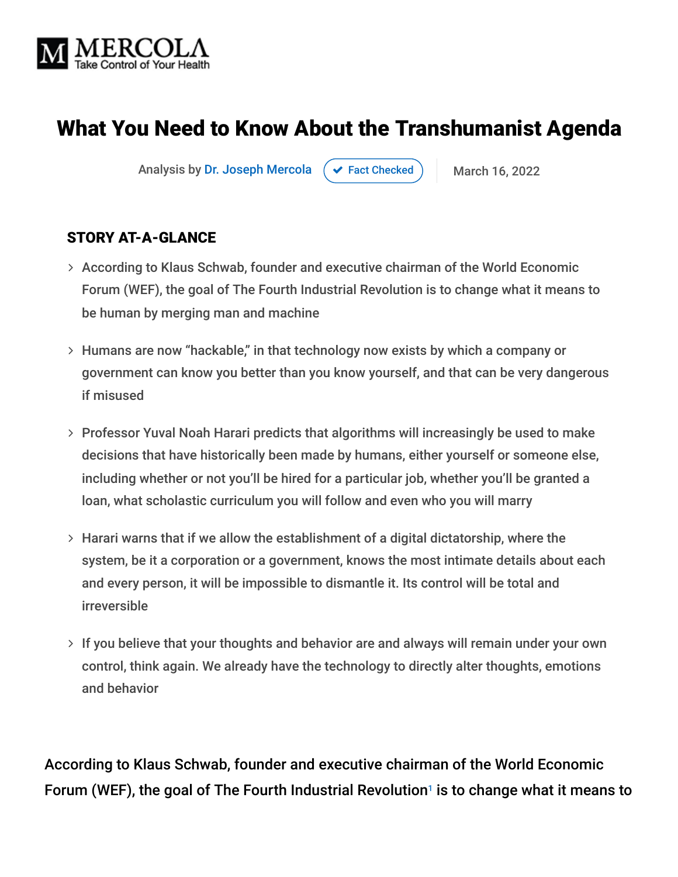MERCOLA
Take Control of Your Health

# What You Need to Know About the Transhumanist Agenda

Analysis by Dr. Joseph Mercola ✔ Fact Checked | March 16, 2022

## STORY AT-A-GLANCE

- According to Klaus Schwab, founder and executive chairman of the World Economic Forum (WEF), the goal of The Fourth Industrial Revolution is to change what it means to be human by merging man and machine
- Humans are now "hackable," in that technology now exists by which a company or government can know you better than you know yourself, and that can be very dangerous if misused
- Professor Yuval Noah Harari predicts that algorithms will increasingly be used to make decisions that have historically been made by humans, either yourself or someone else, including whether or not you'll be hired for a particular job, whether you'll be granted a loan, what scholastic curriculum you will follow and even who you will marry
- Harari warns that if we allow the establishment of a digital dictatorship, where the system, be it a corporation or a government, knows the most intimate details about each and every person, it will be impossible to dismantle it. Its control will be total and irreversible
- If you believe that your thoughts and behavior are and always will remain under your own control, think again. We already have the technology to directly alter thoughts, emotions and behavior

According to Klaus Schwab, founder and executive chairman of the World Economic Forum (WEF), the goal of The Fourth Industrial Revolution[1] is to change what it means to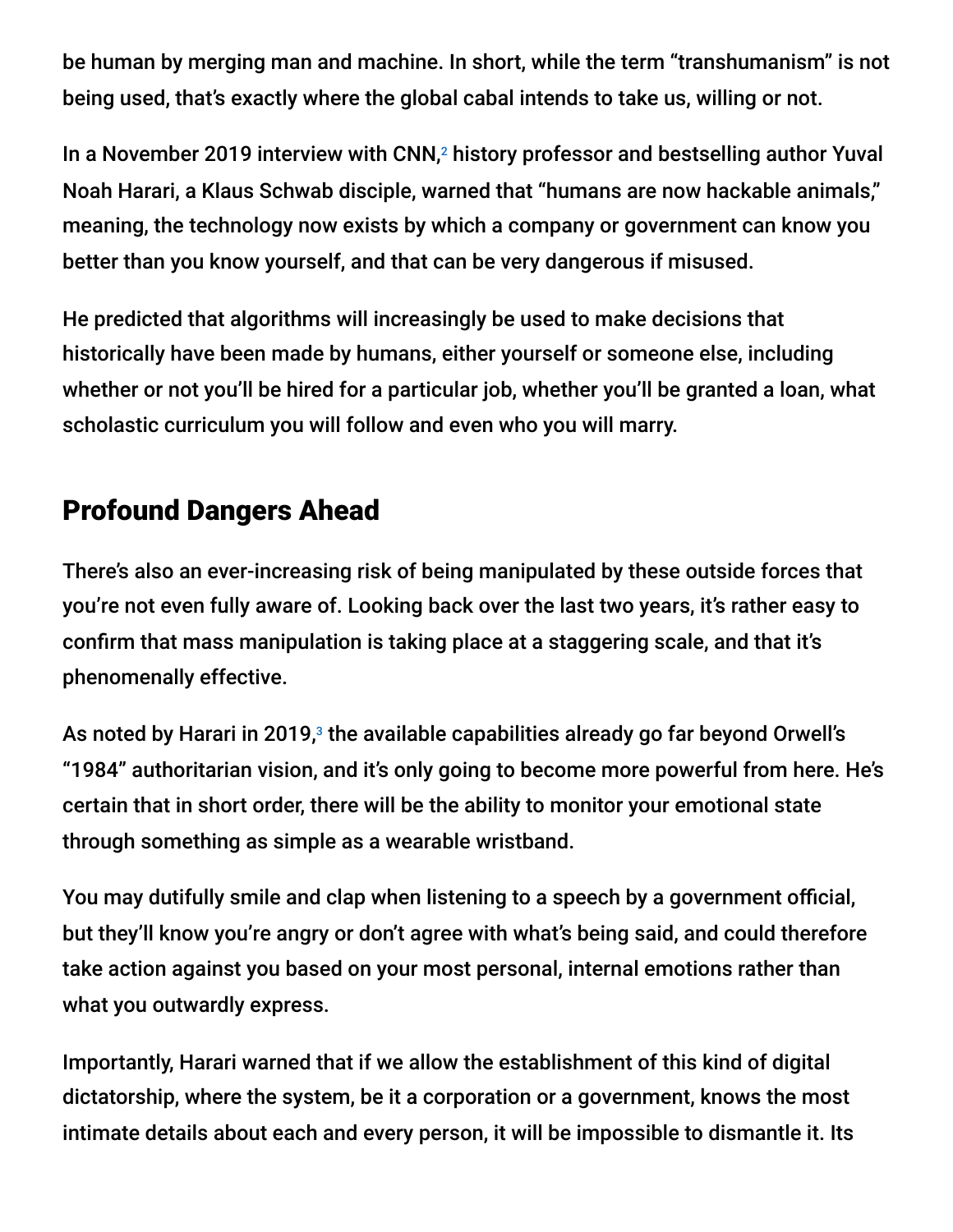be human by merging man and machine. In short, while the term "transhumanism" is not being used, that's exactly where the global cabal intends to take us, willing or not.

In a November 2019 interview with CNN,[2] history professor and bestselling author Yuval Noah Harari, a Klaus Schwab disciple, warned that "humans are now hackable animals," meaning, the technology now exists by which a company or government can know you better than you know yourself, and that can be very dangerous if misused.

He predicted that algorithms will increasingly be used to make decisions that historically have been made by humans, either yourself or someone else, including whether or not you'll be hired for a particular job, whether you'll be granted a loan, what scholastic curriculum you will follow and even who you will marry.

## Profound Dangers Ahead

There's also an ever-increasing risk of being manipulated by these outside forces that you're not even fully aware of. Looking back over the last two years, it's rather easy to confirm that mass manipulation is taking place at a staggering scale, and that it's phenomenally effective.

As noted by Harari in 2019,[3] the available capabilities already go far beyond Orwell's "1984" authoritarian vision, and it's only going to become more powerful from here. He's certain that in short order, there will be the ability to monitor your emotional state through something as simple as a wearable wristband.

You may dutifully smile and clap when listening to a speech by a government official, but they'll know you're angry or don't agree with what's being said, and could therefore take action against you based on your most personal, internal emotions rather than what you outwardly express.

Importantly, Harari warned that if we allow the establishment of this kind of digital dictatorship, where the system, be it a corporation or a government, knows the most intimate details about each and every person, it will be impossible to dismantle it. Its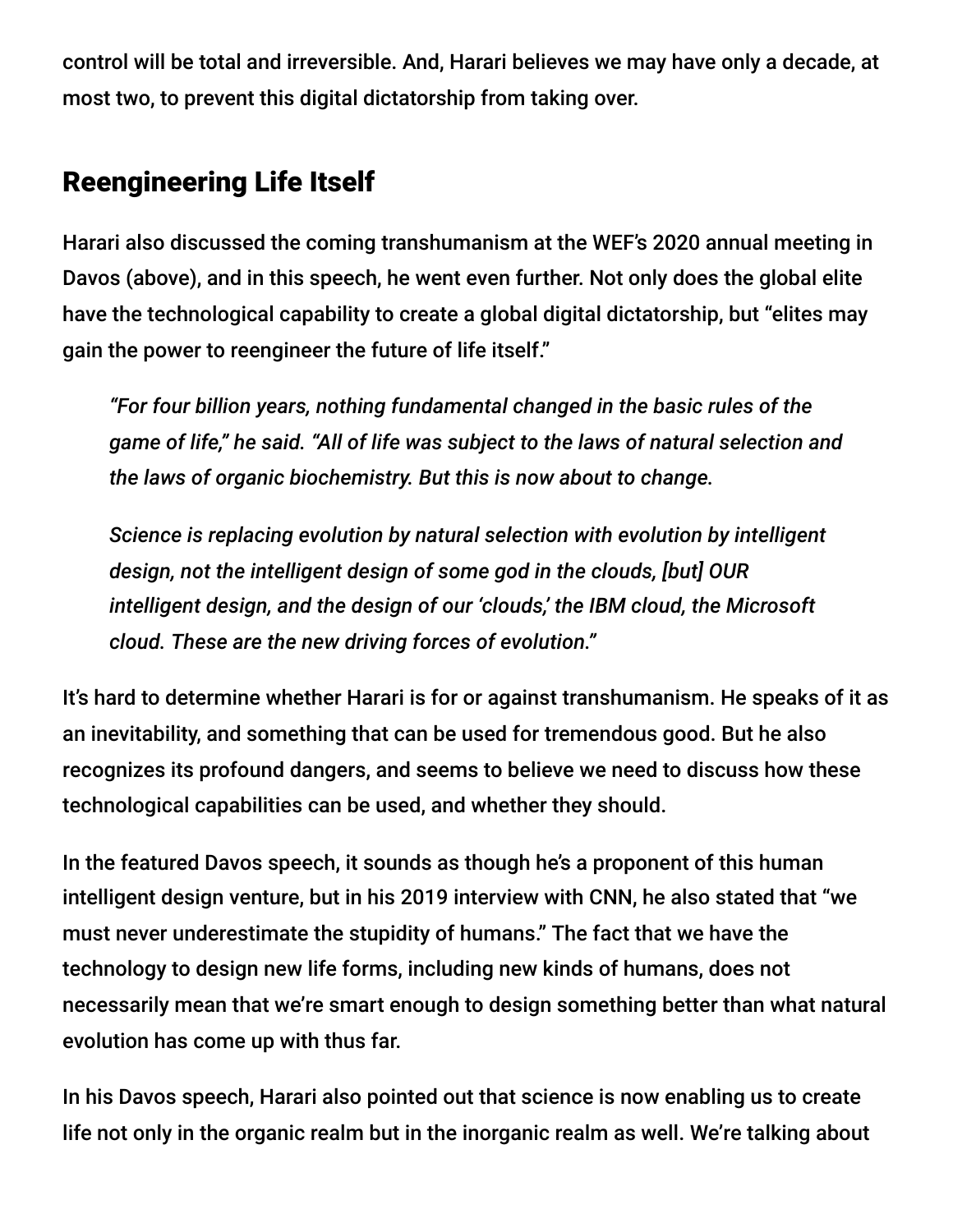control will be total and irreversible. And, Harari believes we may have only a decade, at most two, to prevent this digital dictatorship from taking over.

## Reengineering Life Itself

Harari also discussed the coming transhumanism at the WEF's 2020 annual meeting in Davos (above), and in this speech, he went even further. Not only does the global elite have the technological capability to create a global digital dictatorship, but "elites may gain the power to reengineer the future of life itself."

> *"For four billion years, nothing fundamental changed in the basic rules of the game of life," he said. "All of life was subject to the laws of natural selection and the laws of organic biochemistry. But this is now about to change.*
>
> *Science is replacing evolution by natural selection with evolution by intelligent design, not the intelligent design of some god in the clouds, [but] OUR intelligent design, and the design of our 'clouds,' the IBM cloud, the Microsoft cloud. These are the new driving forces of evolution."*

It's hard to determine whether Harari is for or against transhumanism. He speaks of it as an inevitability, and something that can be used for tremendous good. But he also recognizes its profound dangers, and seems to believe we need to discuss how these technological capabilities can be used, and whether they should.

In the featured Davos speech, it sounds as though he's a proponent of this human intelligent design venture, but in his 2019 interview with CNN, he also stated that "we must never underestimate the stupidity of humans." The fact that we have the technology to design new life forms, including new kinds of humans, does not necessarily mean that we're smart enough to design something better than what natural evolution has come up with thus far.

In his Davos speech, Harari also pointed out that science is now enabling us to create life not only in the organic realm but in the inorganic realm as well. We're talking about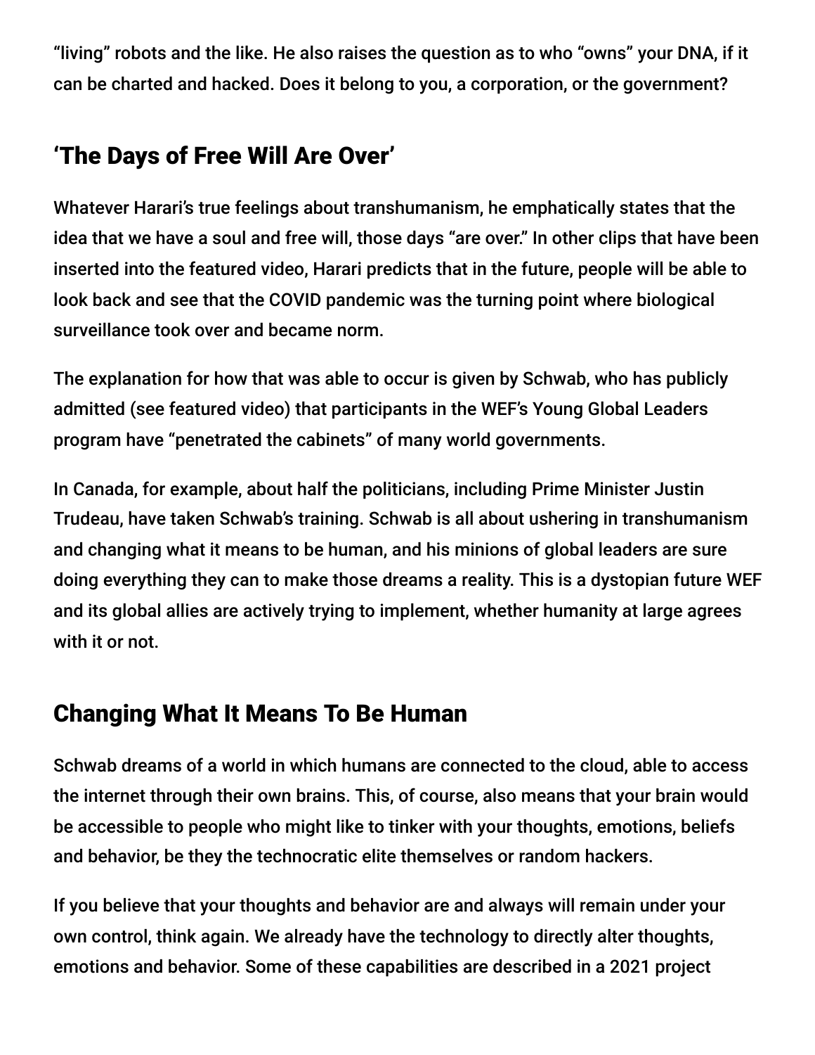"living" robots and the like. He also raises the question as to who "owns" your DNA, if it can be charted and hacked. Does it belong to you, a corporation, or the government?

## 'The Days of Free Will Are Over'

Whatever Harari's true feelings about transhumanism, he emphatically states that the idea that we have a soul and free will, those days "are over." In other clips that have been inserted into the featured video, Harari predicts that in the future, people will be able to look back and see that the COVID pandemic was the turning point where biological surveillance took over and became norm.

The explanation for how that was able to occur is given by Schwab, who has publicly admitted (see featured video) that participants in the WEF's Young Global Leaders program have "penetrated the cabinets" of many world governments.

In Canada, for example, about half the politicians, including Prime Minister Justin Trudeau, have taken Schwab's training. Schwab is all about ushering in transhumanism and changing what it means to be human, and his minions of global leaders are sure doing everything they can to make those dreams a reality. This is a dystopian future WEF and its global allies are actively trying to implement, whether humanity at large agrees with it or not.

## Changing What It Means To Be Human

Schwab dreams of a world in which humans are connected to the cloud, able to access the internet through their own brains. This, of course, also means that your brain would be accessible to people who might like to tinker with your thoughts, emotions, beliefs and behavior, be they the technocratic elite themselves or random hackers.

If you believe that your thoughts and behavior are and always will remain under your own control, think again. We already have the technology to directly alter thoughts, emotions and behavior. Some of these capabilities are described in a 2021 project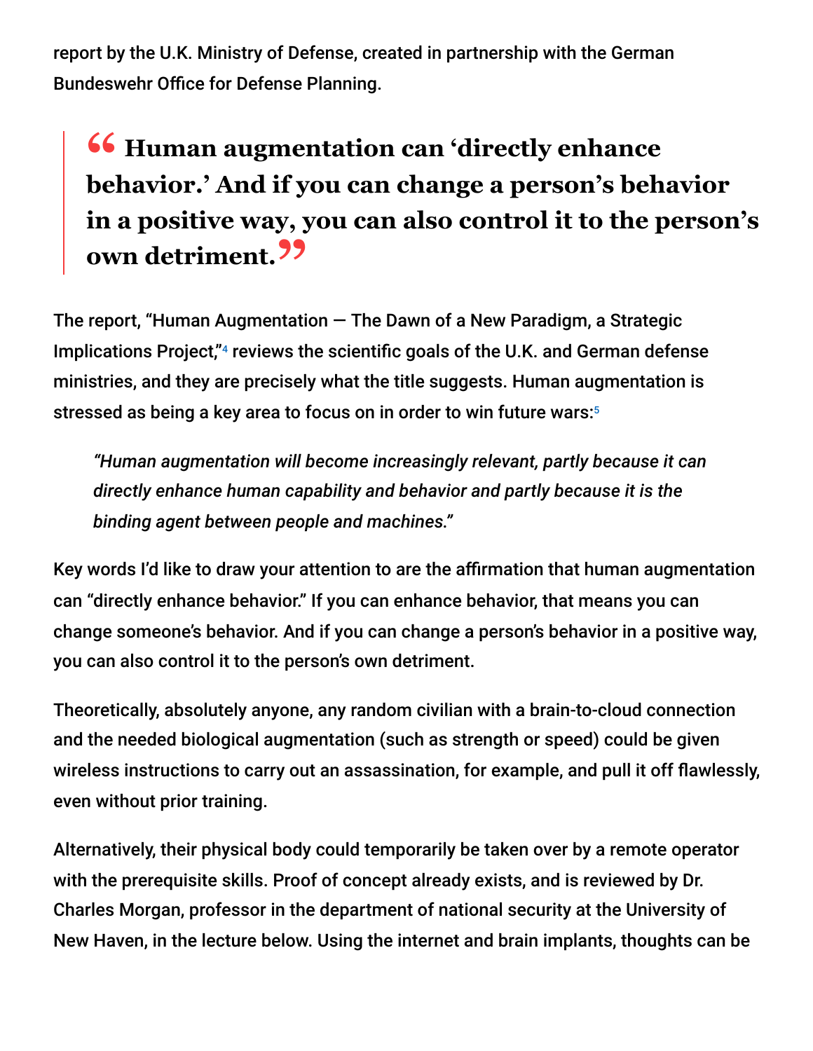report by the U.K. Ministry of Defense, created in partnership with the German Bundeswehr Office for Defense Planning.

> **“Human augmentation can ‘directly enhance behavior.’ And if you can change a person’s behavior in a positive way, you can also control it to the person’s own detriment.”**

The report, “Human Augmentation — The Dawn of a New Paradigm, a Strategic Implications Project,”[4] reviews the scientific goals of the U.K. and German defense ministries, and they are precisely what the title suggests. Human augmentation is stressed as being a key area to focus on in order to win future wars:[5]

> *“Human augmentation will become increasingly relevant, partly because it can directly enhance human capability and behavior and partly because it is the binding agent between people and machines.”*

Key words I’d like to draw your attention to are the affirmation that human augmentation can “directly enhance behavior.” If you can enhance behavior, that means you can change someone’s behavior. And if you can change a person’s behavior in a positive way, you can also control it to the person’s own detriment.

Theoretically, absolutely anyone, any random civilian with a brain-to-cloud connection and the needed biological augmentation (such as strength or speed) could be given wireless instructions to carry out an assassination, for example, and pull it off flawlessly, even without prior training.

Alternatively, their physical body could temporarily be taken over by a remote operator with the prerequisite skills. Proof of concept already exists, and is reviewed by Dr. Charles Morgan, professor in the department of national security at the University of New Haven, in the lecture below. Using the internet and brain implants, thoughts can be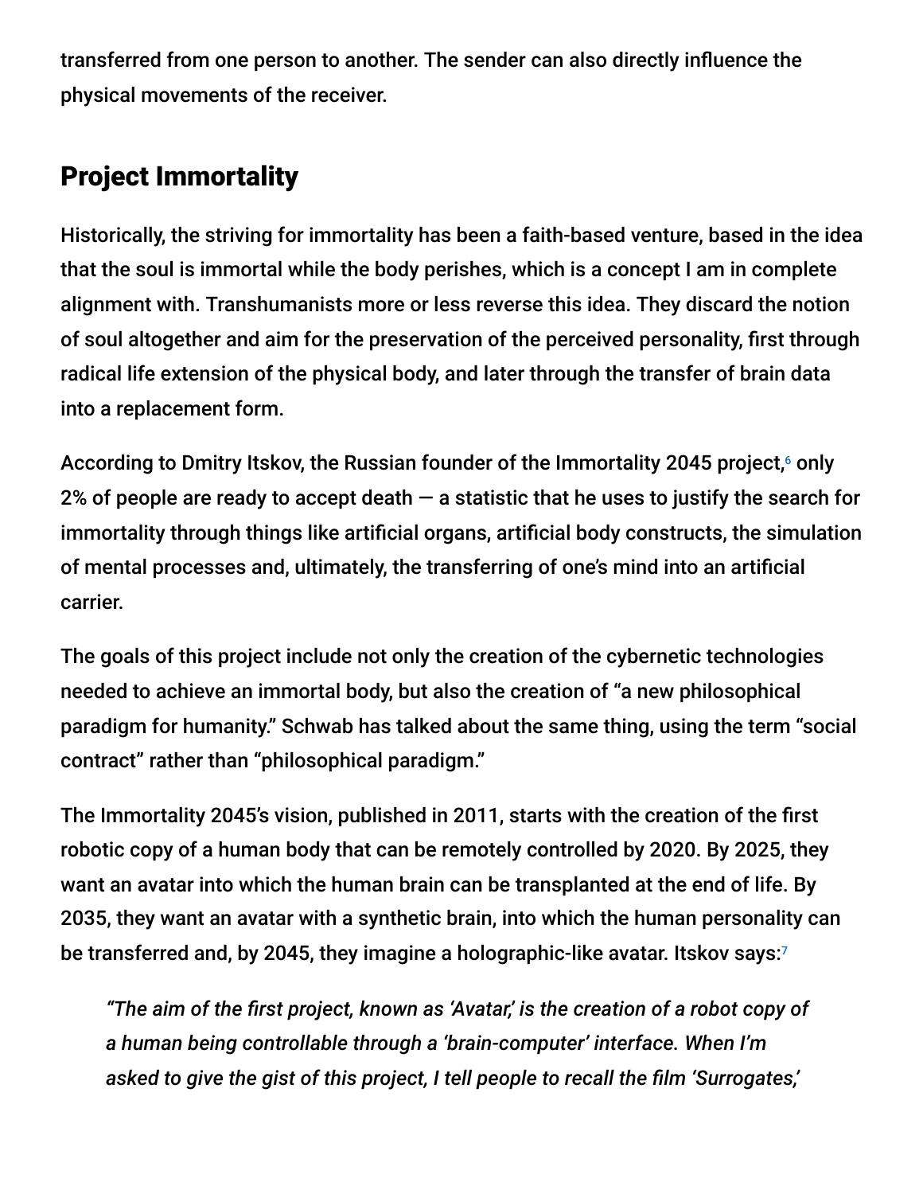transferred from one person to another. The sender can also directly influence the physical movements of the receiver.

## Project Immortality

Historically, the striving for immortality has been a faith-based venture, based in the idea that the soul is immortal while the body perishes, which is a concept I am in complete alignment with. Transhumanists more or less reverse this idea. They discard the notion of soul altogether and aim for the preservation of the perceived personality, first through radical life extension of the physical body, and later through the transfer of brain data into a replacement form.

According to Dmitry Itskov, the Russian founder of the Immortality 2045 project,[6] only 2% of people are ready to accept death — a statistic that he uses to justify the search for immortality through things like artificial organs, artificial body constructs, the simulation of mental processes and, ultimately, the transferring of one's mind into an artificial carrier.

The goals of this project include not only the creation of the cybernetic technologies needed to achieve an immortal body, but also the creation of "a new philosophical paradigm for humanity." Schwab has talked about the same thing, using the term "social contract" rather than "philosophical paradigm."

The Immortality 2045's vision, published in 2011, starts with the creation of the first robotic copy of a human body that can be remotely controlled by 2020. By 2025, they want an avatar into which the human brain can be transplanted at the end of life. By 2035, they want an avatar with a synthetic brain, into which the human personality can be transferred and, by 2045, they imagine a holographic-like avatar. Itskov says:[7]

> *"The aim of the first project, known as 'Avatar,' is the creation of a robot copy of a human being controllable through a 'brain-computer' interface. When I'm asked to give the gist of this project, I tell people to recall the film 'Surrogates,'*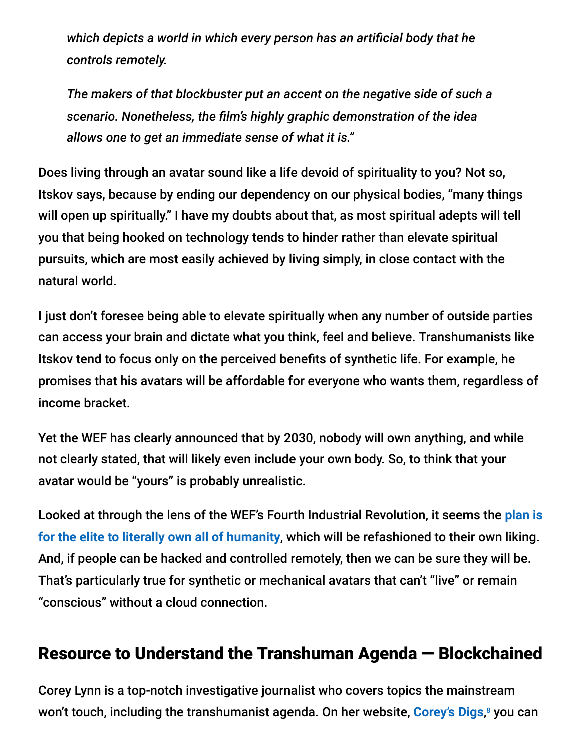> *which depicts a world in which every person has an artificial body that he controls remotely.*
>
> *The makers of that blockbuster put an accent on the negative side of such a scenario. Nonetheless, the film's highly graphic demonstration of the idea allows one to get an immediate sense of what it is."*

Does living through an avatar sound like a life devoid of spirituality to you? Not so, Itskov says, because by ending our dependency on our physical bodies, "many things will open up spiritually." I have my doubts about that, as most spiritual adepts will tell you that being hooked on technology tends to hinder rather than elevate spiritual pursuits, which are most easily achieved by living simply, in close contact with the natural world.

I just don't foresee being able to elevate spiritually when any number of outside parties can access your brain and dictate what you think, feel and believe. Transhumanists like Itskov tend to focus only on the perceived benefits of synthetic life. For example, he promises that his avatars will be affordable for everyone who wants them, regardless of income bracket.

Yet the WEF has clearly announced that by 2030, nobody will own anything, and while not clearly stated, that will likely even include your own body. So, to think that your avatar would be "yours" is probably unrealistic.

Looked at through the lens of the WEF's Fourth Industrial Revolution, it seems the **plan is for the elite to literally own all of humanity**, which will be refashioned to their own liking. And, if people can be hacked and controlled remotely, then we can be sure they will be. That's particularly true for synthetic or mechanical avatars that can't "live" or remain "conscious" without a cloud connection.

## Resource to Understand the Transhuman Agenda — Blockchained

Corey Lynn is a top-notch investigative journalist who covers topics the mainstream won't touch, including the transhumanist agenda. On her website, **Corey's Digs**,[8] you can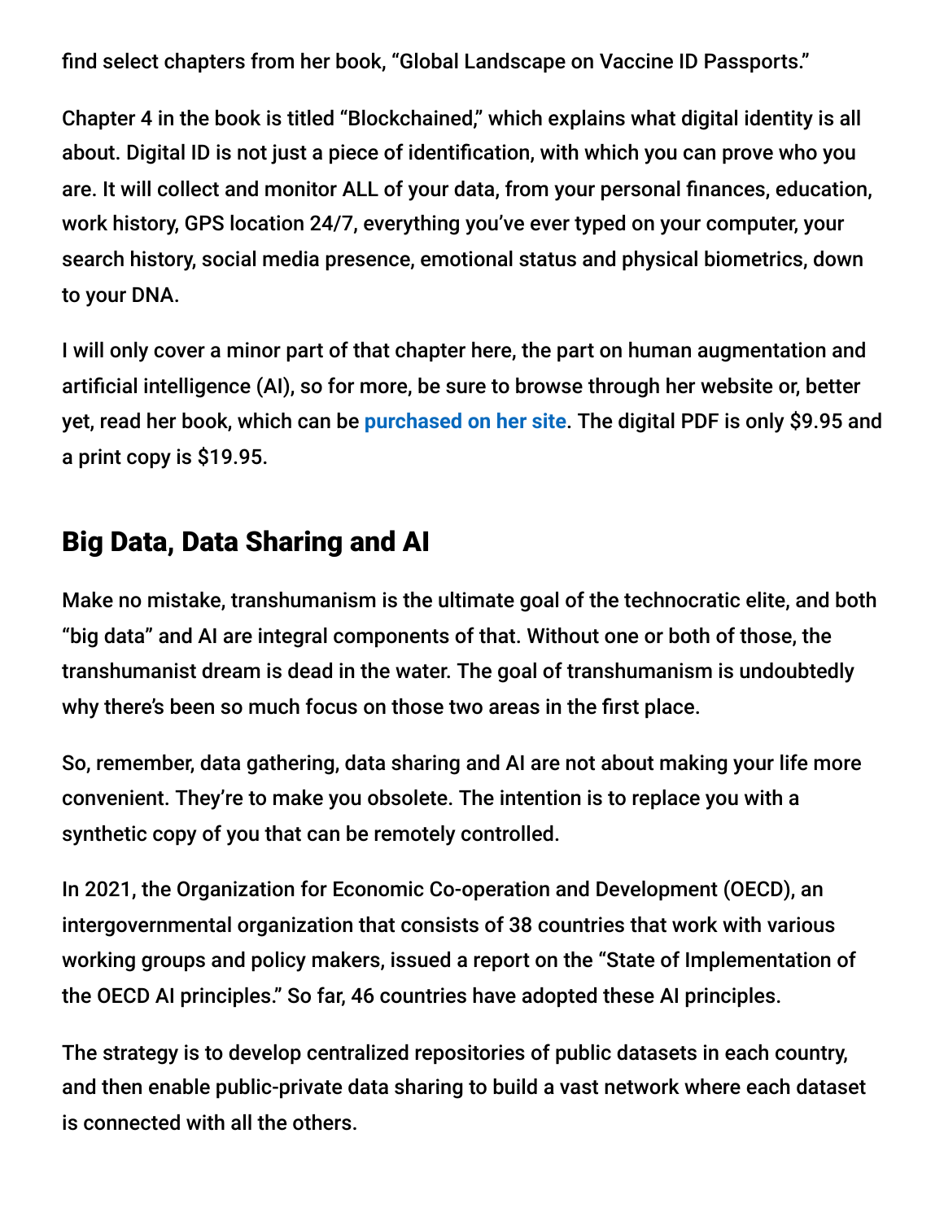find select chapters from her book, "Global Landscape on Vaccine ID Passports."

Chapter 4 in the book is titled "Blockchained," which explains what digital identity is all about. Digital ID is not just a piece of identification, with which you can prove who you are. It will collect and monitor ALL of your data, from your personal finances, education, work history, GPS location 24/7, everything you've ever typed on your computer, your search history, social media presence, emotional status and physical biometrics, down to your DNA.

I will only cover a minor part of that chapter here, the part on human augmentation and artificial intelligence (AI), so for more, be sure to browse through her website or, better yet, read her book, which can be **purchased on her site**. The digital PDF is only $9.95 and a print copy is $19.95.

## Big Data, Data Sharing and AI

Make no mistake, transhumanism is the ultimate goal of the technocratic elite, and both "big data" and AI are integral components of that. Without one or both of those, the transhumanist dream is dead in the water. The goal of transhumanism is undoubtedly why there's been so much focus on those two areas in the first place.

So, remember, data gathering, data sharing and AI are not about making your life more convenient. They're to make you obsolete. The intention is to replace you with a synthetic copy of you that can be remotely controlled.

In 2021, the Organization for Economic Co-operation and Development (OECD), an intergovernmental organization that consists of 38 countries that work with various working groups and policy makers, issued a report on the "State of Implementation of the OECD AI principles." So far, 46 countries have adopted these AI principles.

The strategy is to develop centralized repositories of public datasets in each country, and then enable public-private data sharing to build a vast network where each dataset is connected with all the others.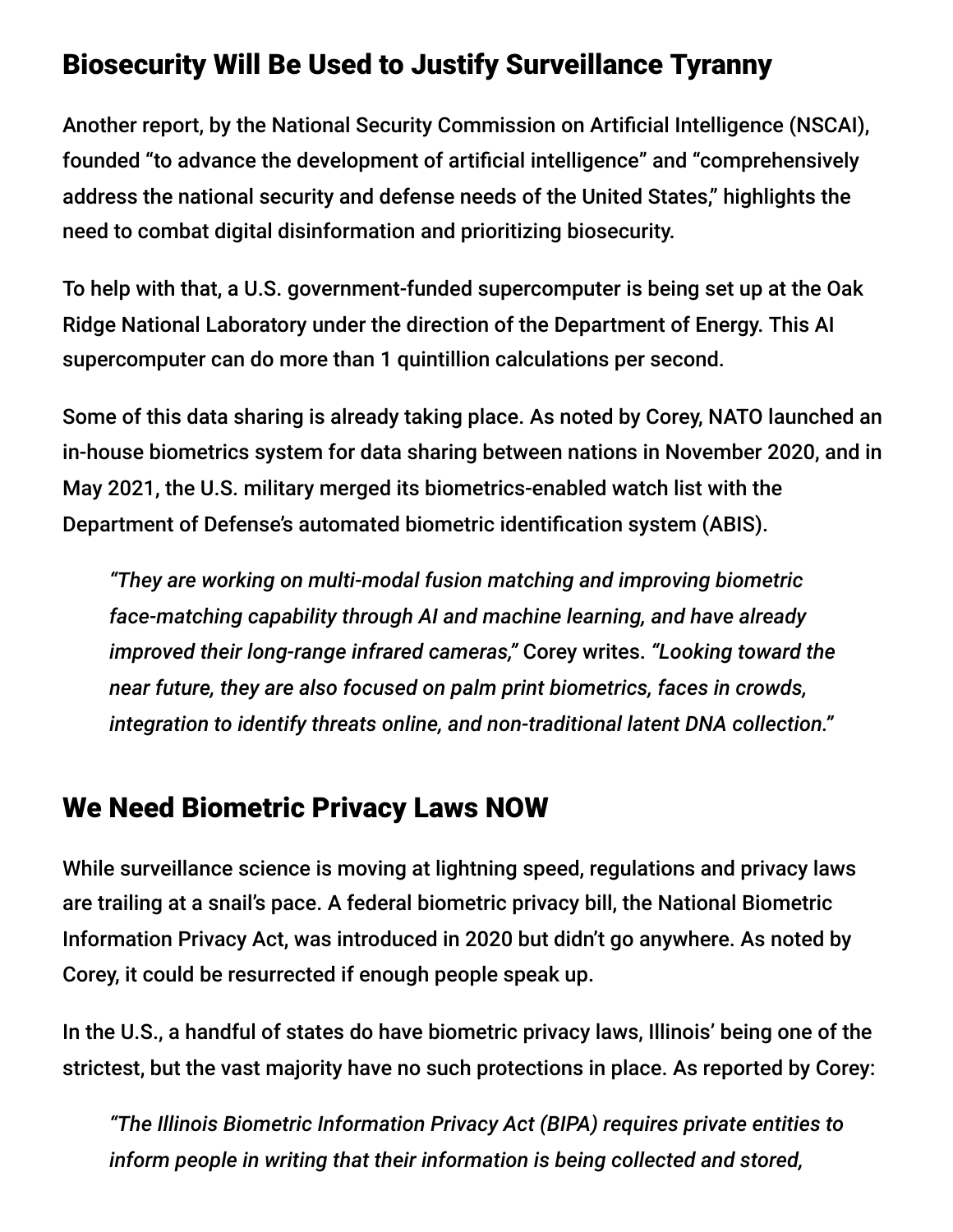## Biosecurity Will Be Used to Justify Surveillance Tyranny

Another report, by the National Security Commission on Artificial Intelligence (NSCAI), founded "to advance the development of artificial intelligence" and "comprehensively address the national security and defense needs of the United States," highlights the need to combat digital disinformation and prioritizing biosecurity.

To help with that, a U.S. government-funded supercomputer is being set up at the Oak Ridge National Laboratory under the direction of the Department of Energy. This AI supercomputer can do more than 1 quintillion calculations per second.

Some of this data sharing is already taking place. As noted by Corey, NATO launched an in-house biometrics system for data sharing between nations in November 2020, and in May 2021, the U.S. military merged its biometrics-enabled watch list with the Department of Defense's automated biometric identification system (ABIS).

> *"They are working on multi-modal fusion matching and improving biometric face-matching capability through AI and machine learning, and have already improved their long-range infrared cameras,"* Corey writes. *"Looking toward the near future, they are also focused on palm print biometrics, faces in crowds, integration to identify threats online, and non-traditional latent DNA collection."*

## We Need Biometric Privacy Laws NOW

While surveillance science is moving at lightning speed, regulations and privacy laws are trailing at a snail's pace. A federal biometric privacy bill, the National Biometric Information Privacy Act, was introduced in 2020 but didn't go anywhere. As noted by Corey, it could be resurrected if enough people speak up.

In the U.S., a handful of states do have biometric privacy laws, Illinois' being one of the strictest, but the vast majority have no such protections in place. As reported by Corey:

> *"The Illinois Biometric Information Privacy Act (BIPA) requires private entities to inform people in writing that their information is being collected and stored,*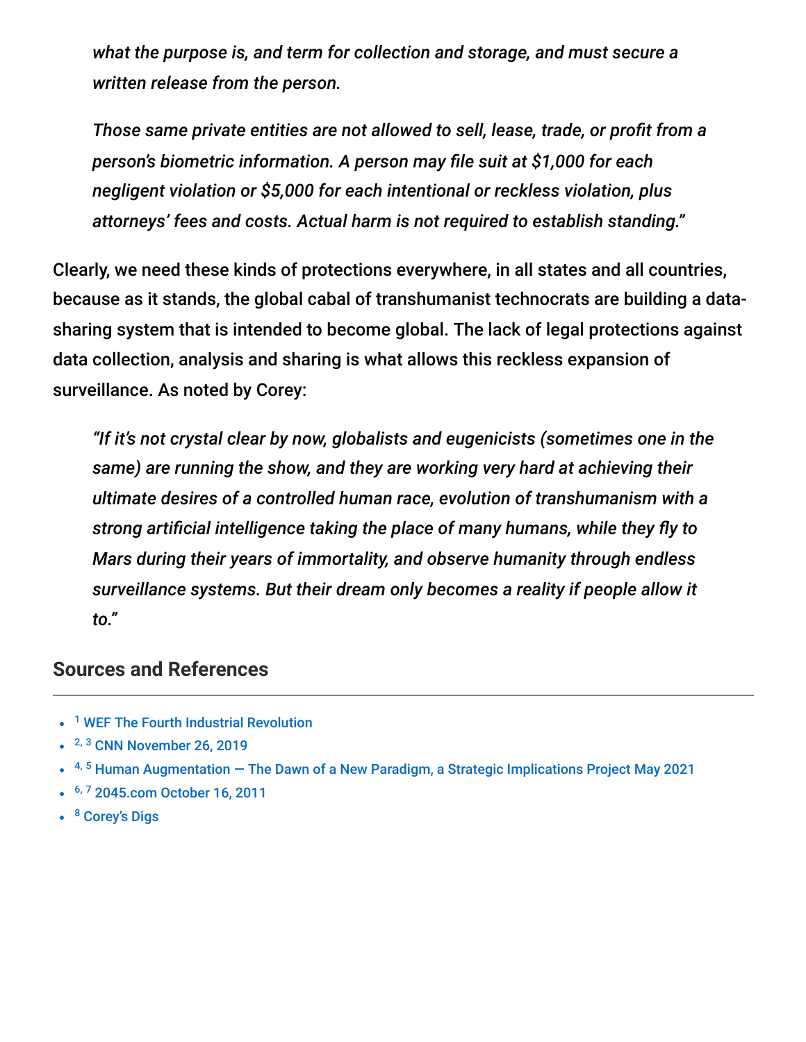> *what the purpose is, and term for collection and storage, and must secure a written release from the person.*
>
> *Those same private entities are not allowed to sell, lease, trade, or profit from a person's biometric information. A person may file suit at $1,000 for each negligent violation or $5,000 for each intentional or reckless violation, plus attorneys' fees and costs. Actual harm is not required to establish standing."*

Clearly, we need these kinds of protections everywhere, in all states and all countries, because as it stands, the global cabal of transhumanist technocrats are building a data-sharing system that is intended to become global. The lack of legal protections against data collection, analysis and sharing is what allows this reckless expansion of surveillance. As noted by Corey:

> *"If it's not crystal clear by now, globalists and eugenicists (sometimes one in the same) are running the show, and they are working very hard at achieving their ultimate desires of a controlled human race, evolution of transhumanism with a strong artificial intelligence taking the place of many humans, while they fly to Mars during their years of immortality, and observe humanity through endless surveillance systems. But their dream only becomes a reality if people allow it to."*

## Sources and References

- [1] WEF The Fourth Industrial Revolution
- [2, 3] CNN November 26, 2019
- [4, 5] Human Augmentation — The Dawn of a New Paradigm, a Strategic Implications Project May 2021
- [6, 7] 2045.com October 16, 2011
- [8] Corey's Digs